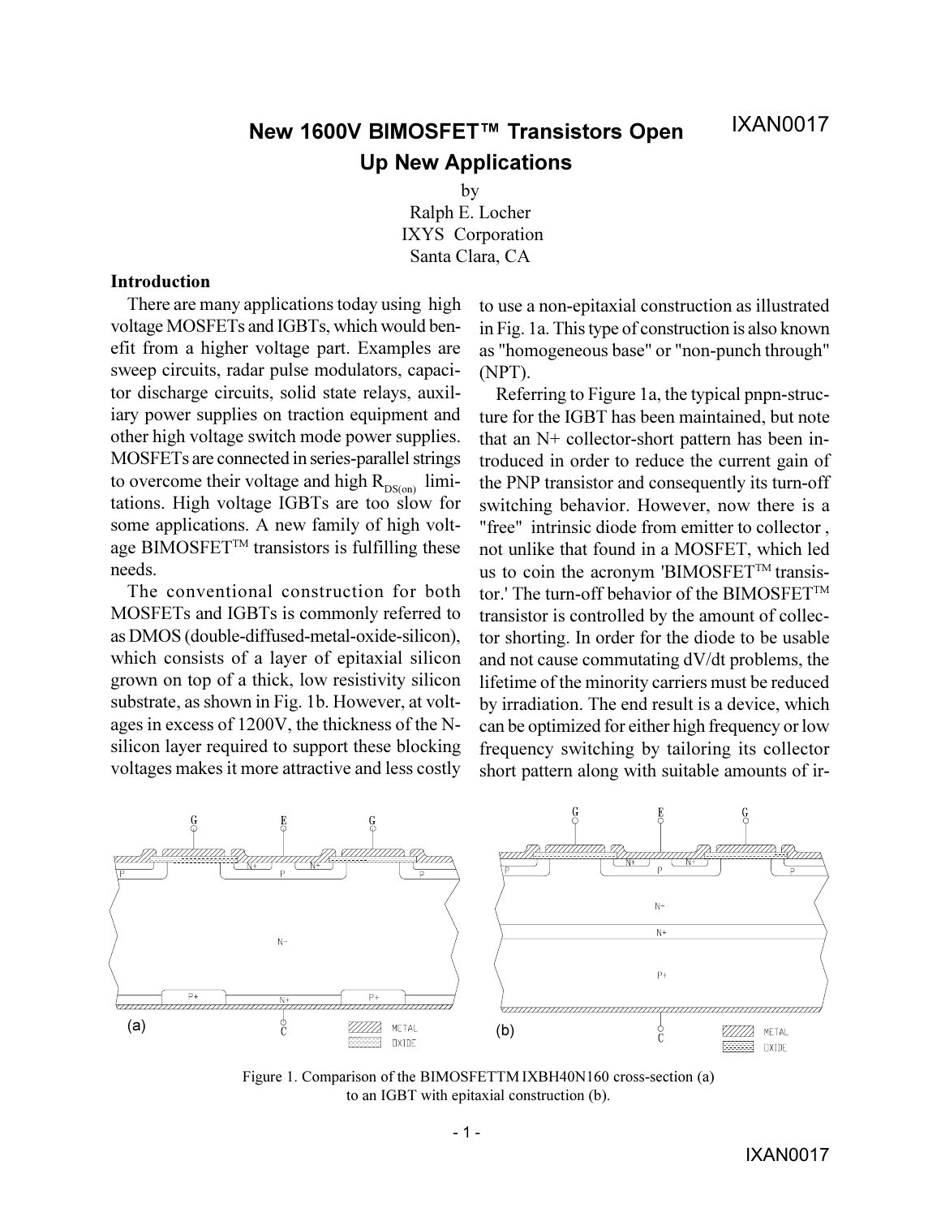# New 1600V BIMOSFET™ Transistors Open Up New Applications

by
Ralph E. Locher
IXYS Corporation
Santa Clara, CA

**Introduction**

There are many applications today using high voltage MOSFETs and IGBTs, which would benefit from a higher voltage part. Examples are sweep circuits, radar pulse modulators, capacitor discharge circuits, solid state relays, auxiliary power supplies on traction equipment and other high voltage switch mode power supplies. MOSFETs are connected in series-parallel strings to overcome their voltage and high $R_{DS(on)}$ limitations. High voltage IGBTs are too slow for some applications. A new family of high voltage BIMOSFET™ transistors is fulfilling these needs.

The conventional construction for both MOSFETs and IGBTs is commonly referred to as DMOS (double-diffused-metal-oxide-silicon), which consists of a layer of epitaxial silicon grown on top of a thick, low resistivity silicon substrate, as shown in Fig. 1b. However, at voltages in excess of 1200V, the thickness of the N- silicon layer required to support these blocking voltages makes it more attractive and less costly to use a non-epitaxial construction as illustrated in Fig. 1a. This type of construction is also known as "homogeneous base" or "non-punch through" (NPT).

Referring to Figure 1a, the typical pnpn-structure for the IGBT has been maintained, but note that an N+ collector-short pattern has been introduced in order to reduce the current gain of the PNP transistor and consequently its turn-off switching behavior. However, now there is a "free" intrinsic diode from emitter to collector , not unlike that found in a MOSFET, which led us to coin the acronym 'BIMOSFET™ transistor.' The turn-off behavior of the BIMOSFET™ transistor is controlled by the amount of collector shorting. In order for the diode to be usable and not cause commutating dV/dt problems, the lifetime of the minority carriers must be reduced by irradiation. The end result is a device, which can be optimized for either high frequency or low frequency switching by tailoring its collector short pattern along with suitable amounts of ir-

Figure 1. Comparison of the BIMOSFETTM IXBH40N160 cross-section (a) to an IGBT with epitaxial construction (b).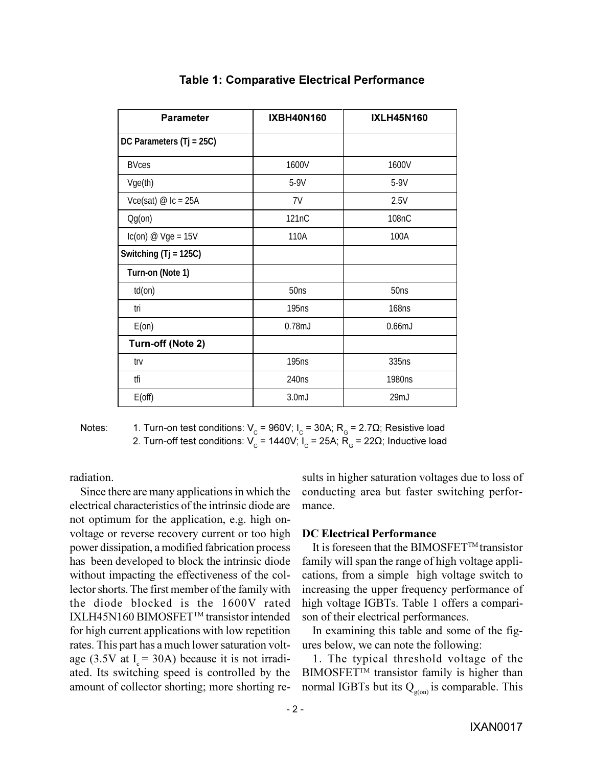### Table 1: Comparative Electrical Performance

| Parameter | IXBH40N160 | IXLH45N160 |
|---|---|---|
| **DC Parameters (Tj = 25C)** | | |
| BVces | 1600V | 1600V |
| Vge(th) | 5-9V | 5-9V |
| Vce(sat) @ Ic = 25A | 7V | 2.5V |
| Qg(on) | 121nC | 108nC |
| Ic(on) @ Vge = 15V | 110A | 100A |
| **Switching (Tj = 125C)** | | |
| **Turn-on (Note 1)** | | |
| td(on) | 50ns | 50ns |
| tri | 195ns | 168ns |
| E(on) | 0.78mJ | 0.66mJ |
| **Turn-off (Note 2)** | | |
| trv | 195ns | 335ns |
| tfi | 240ns | 1980ns |
| E(off) | 3.0mJ | 29mJ |

Notes:
1. Turn-on test conditions: $V_C$ = 960V; $I_C$ = 30A; $R_G$ = 2.7Ω; Resistive load
2. Turn-off test conditions: $V_C$ = 1440V; $I_C$ = 25A; $R_G$ = 22Ω; Inductive load

radiation.

Since there are many applications in which the electrical characteristics of the intrinsic diode are not optimum for the application, e.g. high on-voltage or reverse recovery current or too high power dissipation, a modified fabrication process has been developed to block the intrinsic diode without impacting the effectiveness of the collector shorts. The first member of the family with the diode blocked is the 1600V rated IXLH45N160 BIMOSFET™ transistor intended for high current applications with low repetition rates. This part has a much lower saturation voltage (3.5V at $I_c$ = 30A) because it is not irradiated. Its switching speed is controlled by the amount of collector shorting; more shorting results in higher saturation voltages due to loss of conducting area but faster switching performance.

**DC Electrical Performance**

It is foreseen that the BIMOSFET™ transistor family will span the range of high voltage applications, from a simple high voltage switch to increasing the upper frequency performance of high voltage IGBTs. Table 1 offers a comparison of their electrical performances.

In examining this table and some of the figures below, we can note the following:

1. The typical threshold voltage of the BIMOSFET™ transistor family is higher than normal IGBTs but its $Q_{g(on)}$ is comparable. This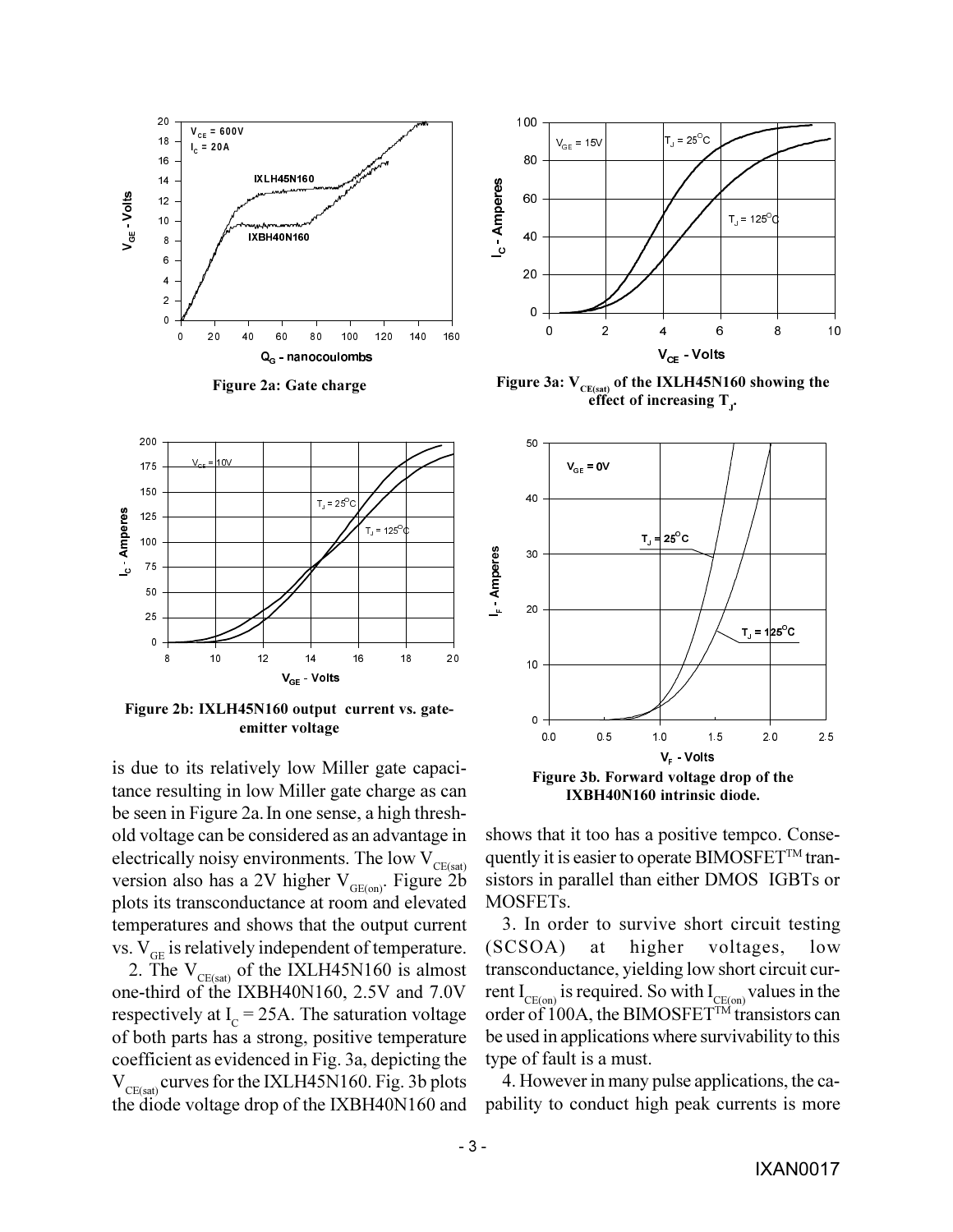Figure 2a: Gate charge

Figure 3a: $V_{CE(sat)}$ of the IXLH45N160 showing the effect of increasing $T_J$.

Figure 2b: IXLH45N160 output current vs. gate-emitter voltage

Figure 3b. Forward voltage drop of the IXBH40N160 intrinsic diode.

is due to its relatively low Miller gate capacitance resulting in low Miller gate charge as can be seen in Figure 2a. In one sense, a high threshold voltage can be considered as an advantage in electrically noisy environments. The low $V_{CE(sat)}$ version also has a 2V higher $V_{GE(on)}$. Figure 2b plots its transconductance at room and elevated temperatures and shows that the output current vs. $V_{GE}$ is relatively independent of temperature.

2. The $V_{CE(sat)}$ of the IXLH45N160 is almost one-third of the IXBH40N160, 2.5V and 7.0V respectively at $I_C = 25A$. The saturation voltage of both parts has a strong, positive temperature coefficient as evidenced in Fig. 3a, depicting the $V_{CE(sat)}$ curves for the IXLH45N160. Fig. 3b plots the diode voltage drop of the IXBH40N160 and shows that it too has a positive tempco. Consequently it is easier to operate BIMOSFET™ transistors in parallel than either DMOS IGBTs or MOSFETs.

3. In order to survive short circuit testing (SCSOA) at higher voltages, low transconductance, yielding low short circuit current $I_{CE(on)}$ is required. So with $I_{CE(on)}$ values in the order of 100A, the BIMOSFET™ transistors can be used in applications where survivability to this type of fault is a must.

4. However in many pulse applications, the capability to conduct high peak currents is more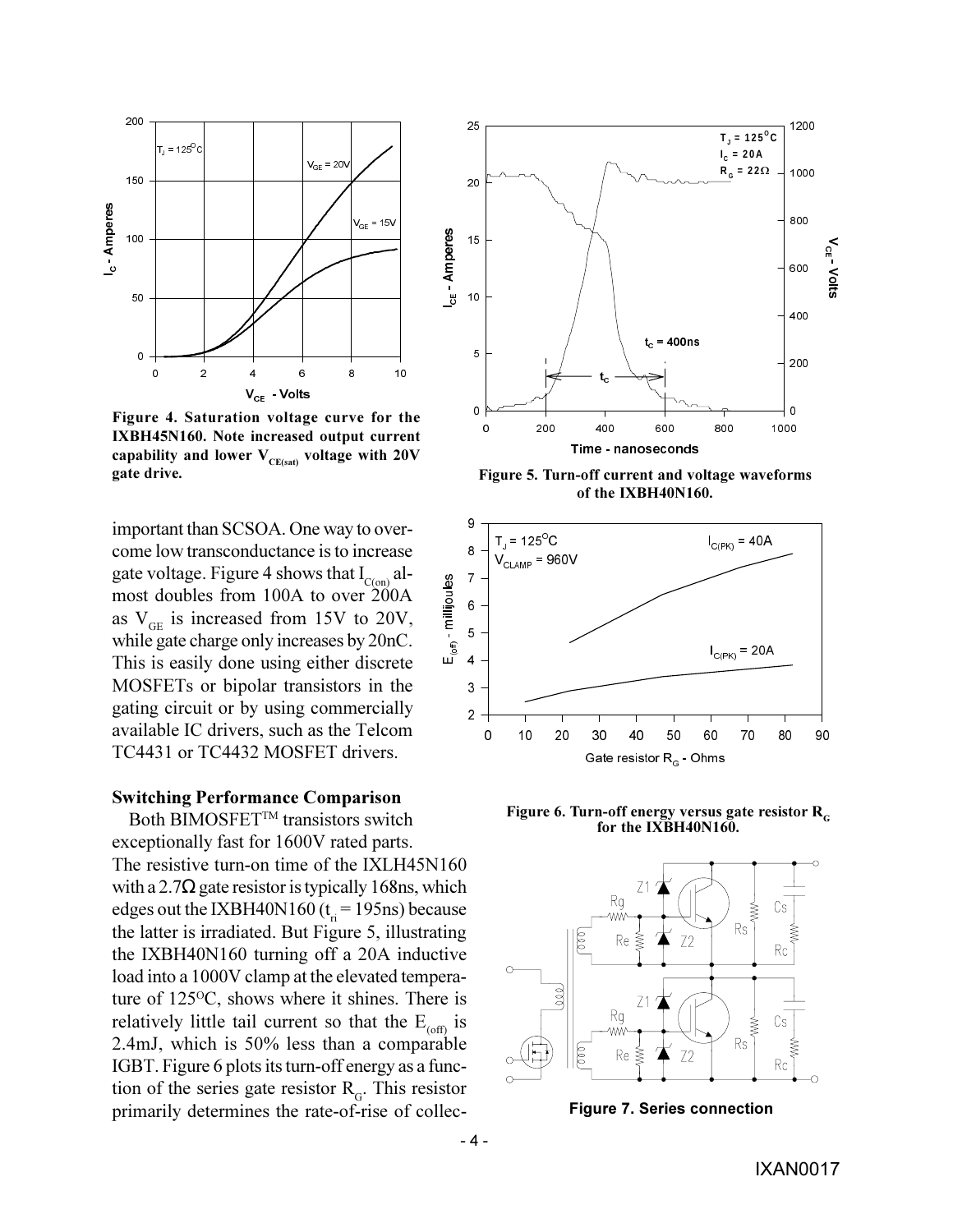Figure 4. Saturation voltage curve for the IXBH45N160. Note increased output current capability and lower $V_{CE(sat)}$ voltage with 20V gate drive.

Figure 5. Turn-off current and voltage waveforms of the IXBH40N160.

Figure 6. Turn-off energy versus gate resistor $R_G$ for the IXBH40N160.

Figure 7. Series connection

important than SCSOA. One way to overcome low transconductance is to increase gate voltage. Figure 4 shows that $I_{C(on)}$ almost doubles from 100A to over 200A as $V_{GE}$ is increased from 15V to 20V, while gate charge only increases by 20nC. This is easily done using either discrete MOSFETs or bipolar transistors in the gating circuit or by using commercially available IC drivers, such as the Telcom TC4431 or TC4432 MOSFET drivers.

### Switching Performance Comparison

Both BIMOSFET™ transistors switch exceptionally fast for 1600V rated parts. The resistive turn-on time of the IXLH45N160 with a 2.7Ω gate resistor is typically 168ns, which edges out the IXBH40N160 ($t_{ri}$ = 195ns) because the latter is irradiated. But Figure 5, illustrating the IXBH40N160 turning off a 20A inductive load into a 1000V clamp at the elevated temperature of 125°C, shows where it shines. There is relatively little tail current so that the $E_{(off)}$ is 2.4mJ, which is 50% less than a comparable IGBT. Figure 6 plots its turn-off energy as a function of the series gate resistor $R_G$. This resistor primarily determines the rate-of-rise of collec-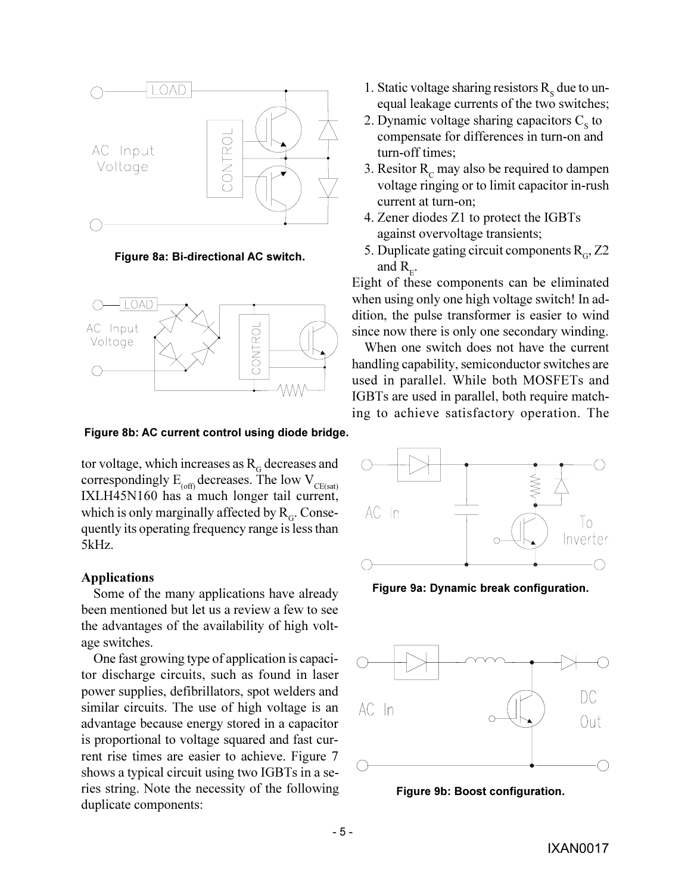Figure 8a: Bi-directional AC switch.

Figure 8b: AC current control using diode bridge.

tor voltage, which increases as $R_G$ decreases and correspondingly $E_{(off)}$ decreases. The low $V_{CE(sat)}$ IXLH45N160 has a much longer tail current, which is only marginally affected by $R_G$. Consequently its operating frequency range is less than 5kHz.

### Applications

Some of the many applications have already been mentioned but let us a review a few to see the advantages of the availability of high voltage switches.

One fast growing type of application is capacitor discharge circuits, such as found in laser power supplies, defibrillators, spot welders and similar circuits. The use of high voltage is an advantage because energy stored in a capacitor is proportional to voltage squared and fast current rise times are easier to achieve. Figure 7 shows a typical circuit using two IGBTs in a series string. Note the necessity of the following duplicate components:

1. Static voltage sharing resistors $R_S$ due to unequal leakage currents of the two switches;
2. Dynamic voltage sharing capacitors $C_S$ to compensate for differences in turn-on and turn-off times;
3. Resitor $R_C$ may also be required to dampen voltage ringing or to limit capacitor in-rush current at turn-on;
4. Zener diodes Z1 to protect the IGBTs against overvoltage transients;
5. Duplicate gating circuit components $R_G$, Z2 and $R_E$.

Eight of these components can be eliminated when using only one high voltage switch! In addition, the pulse transformer is easier to wind since now there is only one secondary winding.

When one switch does not have the current handling capability, semiconductor switches are used in parallel. While both MOSFETs and IGBTs are used in parallel, both require matching to achieve satisfactory operation. The

Figure 9a: Dynamic break configuration.

Figure 9b: Boost configuration.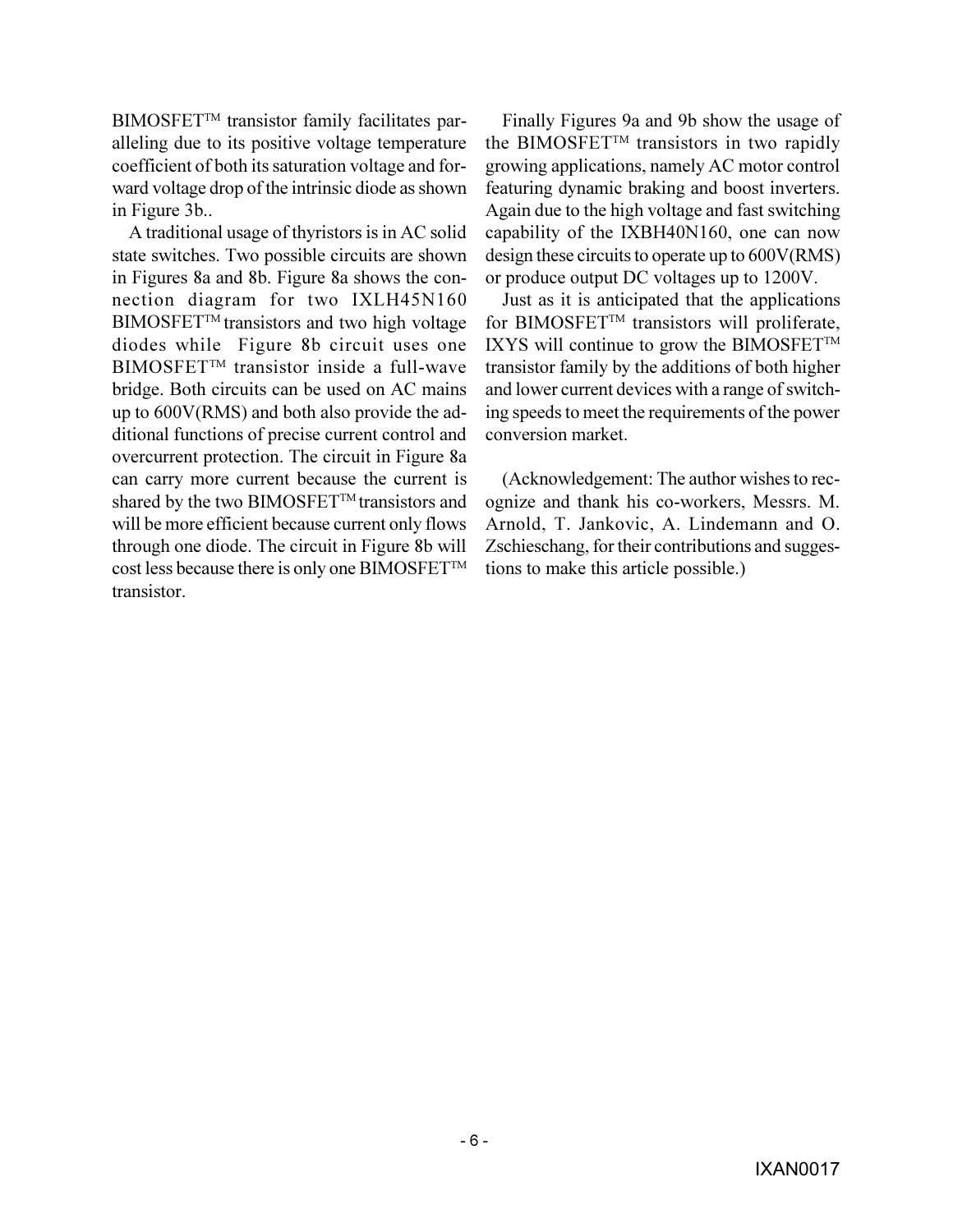BIMOSFET™ transistor family facilitates paralleling due to its positive voltage temperature coefficient of both its saturation voltage and forward voltage drop of the intrinsic diode as shown in Figure 3b..

A traditional usage of thyristors is in AC solid state switches. Two possible circuits are shown in Figures 8a and 8b. Figure 8a shows the connection diagram for two IXLH45N160 BIMOSFET™ transistors and two high voltage diodes while Figure 8b circuit uses one BIMOSFET™ transistor inside a full-wave bridge. Both circuits can be used on AC mains up to 600V(RMS) and both also provide the additional functions of precise current control and overcurrent protection. The circuit in Figure 8a can carry more current because the current is shared by the two BIMOSFET™ transistors and will be more efficient because current only flows through one diode. The circuit in Figure 8b will cost less because there is only one BIMOSFET™ transistor.

Finally Figures 9a and 9b show the usage of the BIMOSFET™ transistors in two rapidly growing applications, namely AC motor control featuring dynamic braking and boost inverters. Again due to the high voltage and fast switching capability of the IXBH40N160, one can now design these circuits to operate up to 600V(RMS) or produce output DC voltages up to 1200V.

Just as it is anticipated that the applications for BIMOSFET™ transistors will proliferate, IXYS will continue to grow the BIMOSFET™ transistor family by the additions of both higher and lower current devices with a range of switching speeds to meet the requirements of the power conversion market.

(Acknowledgement: The author wishes to recognize and thank his co-workers, Messrs. M. Arnold, T. Jankovic, A. Lindemann and O. Zschieschang, for their contributions and suggestions to make this article possible.)